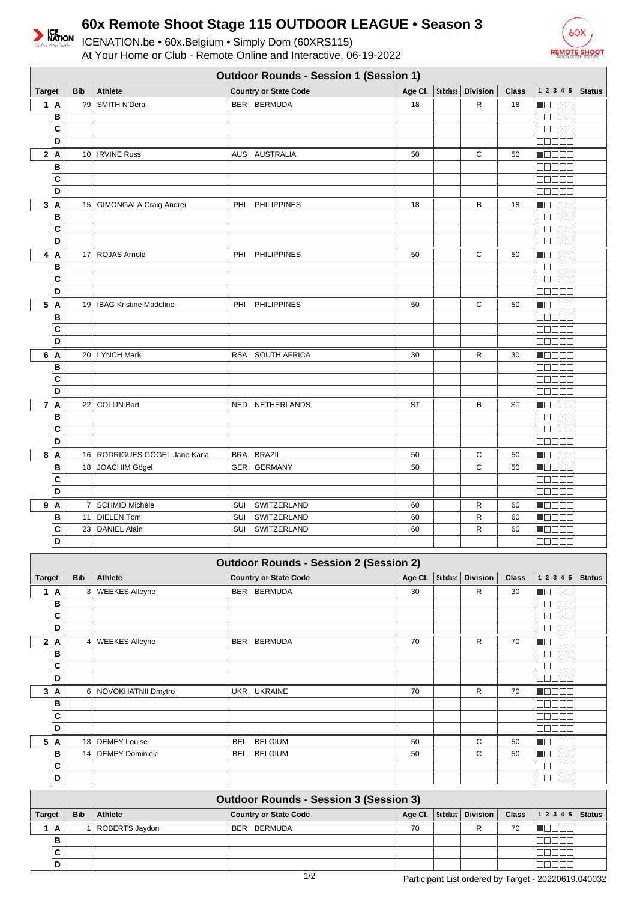# 60x Remote Shoot Stage 115 OUTDOOR LEAGUE • Season 3

ICENATION.be • 60x.Belgium • Simply Dom (60XRS115)

At Your Home or Club - Remote Online and Interactive, 06-19-2022

## Outdoor Rounds - Session 1 (Session 1)

| Target | | Bib | Athlete | Country or State Code | Age Cl. | Subclass | Division | Class | 1 2 3 4 5 | Status |
|---|---|---|---|---|---|---|---|---|---|---|
| 1 | A | ?9 | SMITH N'Dera | BER BERMUDA | 18 | | R | 18 | | |
| | B | | | | | | | | | |
| | C | | | | | | | | | |
| | D | | | | | | | | | |
| 2 | A | 10 | IRVINE Russ | AUS AUSTRALIA | 50 | | C | 50 | | |
| | B | | | | | | | | | |
| | C | | | | | | | | | |
| | D | | | | | | | | | |
| 3 | A | 15 | GIMONGALA Craig Andrei | PHI PHILIPPINES | 18 | | B | 18 | | |
| | B | | | | | | | | | |
| | C | | | | | | | | | |
| | D | | | | | | | | | |
| 4 | A | 17 | ROJAS Arnold | PHI PHILIPPINES | 50 | | C | 50 | | |
| | B | | | | | | | | | |
| | C | | | | | | | | | |
| | D | | | | | | | | | |
| 5 | A | 19 | IBAG Kristine Madeline | PHI PHILIPPINES | 50 | | C | 50 | | |
| | B | | | | | | | | | |
| | C | | | | | | | | | |
| | D | | | | | | | | | |
| 6 | A | 20 | LYNCH Mark | RSA SOUTH AFRICA | 30 | | R | 30 | | |
| | B | | | | | | | | | |
| | C | | | | | | | | | |
| | D | | | | | | | | | |
| 7 | A | 22 | COLIJN Bart | NED NETHERLANDS | ST | | B | ST | | |
| | B | | | | | | | | | |
| | C | | | | | | | | | |
| | D | | | | | | | | | |
| 8 | A | 16 | RODRIGUES GÖGEL Jane Karla | BRA BRAZIL | 50 | | C | 50 | | |
| | B | 18 | JOACHIM Gögel | GER GERMANY | 50 | | C | 50 | | |
| | C | | | | | | | | | |
| | D | | | | | | | | | |
| 9 | A | 7 | SCHMID Michèle | SUI SWITZERLAND | 60 | | R | 60 | | |
| | B | 11 | DIELEN Tom | SUI SWITZERLAND | 60 | | R | 60 | | |
| | C | 23 | DANIEL Alain | SUI SWITZERLAND | 60 | | R | 60 | | |
| | D | | | | | | | | | |

## Outdoor Rounds - Session 2 (Session 2)

| Target | | Bib | Athlete | Country or State Code | Age Cl. | Subclass | Division | Class | 1 2 3 4 5 | Status |
|---|---|---|---|---|---|---|---|---|---|---|
| 1 | A | 3 | WEEKES Alleyne | BER BERMUDA | 30 | | R | 30 | | |
| | B | | | | | | | | | |
| | C | | | | | | | | | |
| | D | | | | | | | | | |
| 2 | A | 4 | WEEKES Alleyne | BER BERMUDA | 70 | | R | 70 | | |
| | B | | | | | | | | | |
| | C | | | | | | | | | |
| | D | | | | | | | | | |
| 3 | A | 6 | NOVOKHATNII Dmytro | UKR UKRAINE | 70 | | R | 70 | | |
| | B | | | | | | | | | |
| | C | | | | | | | | | |
| | D | | | | | | | | | |
| 5 | A | 13 | DEMEY Louise | BEL BELGIUM | 50 | | C | 50 | | |
| | B | 14 | DEMEY Dominiek | BEL BELGIUM | 50 | | C | 50 | | |
| | C | | | | | | | | | |
| | D | | | | | | | | | |

## Outdoor Rounds - Session 3 (Session 3)

| Target | | Bib | Athlete | Country or State Code | Age Cl. | Subclass | Division | Class | 1 2 3 4 5 | Status |
|---|---|---|---|---|---|---|---|---|---|---|
| 1 | A | 1 | ROBERTS Jaydon | BER BERMUDA | 70 | | R | 70 | | |
| | B | | | | | | | | | |
| | C | | | | | | | | | |
| | D | | | | | | | | | |

Participant List ordered by Target - 20220619.040032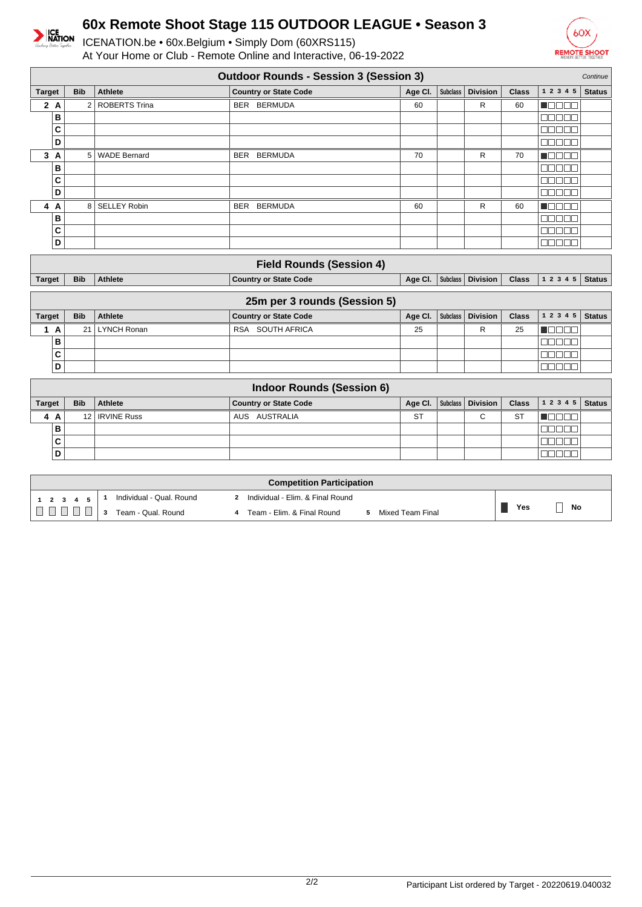# 60x Remote Shoot Stage 115 OUTDOOR LEAGUE • Season 3

ICENATION.be • 60x.Belgium • Simply Dom (60XRS115)

At Your Home or Club - Remote Online and Interactive, 06-19-2022

## Outdoor Rounds - Session 3 (Session 3)

*Continue*

| Target | Bib | Athlete | Country or State Code | Age Cl. | Subclass | Division | Class | 1 2 3 4 5 | Status |
|---|---|---|---|---|---|---|---|---|---|
| 2 A | 2 | ROBERTS Trina | BER BERMUDA | 60 | | R | 60 | ■□□□□ | |
| B | | | | | | | | □□□□□ | |
| C | | | | | | | | □□□□□ | |
| D | | | | | | | | □□□□□ | |
| 3 A | 5 | WADE Bernard | BER BERMUDA | 70 | | R | 70 | ■□□□□ | |
| B | | | | | | | | □□□□□ | |
| C | | | | | | | | □□□□□ | |
| D | | | | | | | | □□□□□ | |
| 4 A | 8 | SELLEY Robin | BER BERMUDA | 60 | | R | 60 | ■□□□□ | |
| B | | | | | | | | □□□□□ | |
| C | | | | | | | | □□□□□ | |
| D | | | | | | | | □□□□□ | |

## Field Rounds (Session 4)

| Target | Bib | Athlete | Country or State Code | Age Cl. | Subclass | Division | Class | 1 2 3 4 5 | Status |
|---|---|---|---|---|---|---|---|---|---|

## 25m per 3 rounds (Session 5)

| Target | Bib | Athlete | Country or State Code | Age Cl. | Subclass | Division | Class | 1 2 3 4 5 | Status |
|---|---|---|---|---|---|---|---|---|---|
| 1 A | 21 | LYNCH Ronan | RSA SOUTH AFRICA | 25 | | R | 25 | ■□□□□ | |
| B | | | | | | | | □□□□□ | |
| C | | | | | | | | □□□□□ | |
| D | | | | | | | | □□□□□ | |

## Indoor Rounds (Session 6)

| Target | Bib | Athlete | Country or State Code | Age Cl. | Subclass | Division | Class | 1 2 3 4 5 | Status |
|---|---|---|---|---|---|---|---|---|---|
| 4 A | 12 | IRVINE Russ | AUS AUSTRALIA | ST | | C | ST | ■□□□□ | |
| B | | | | | | | | □□□□□ | |
| C | | | | | | | | □□□□□ | |
| D | | | | | | | | □□□□□ | |

## Competition Participation

| 1 2 3 4 5 | | | | |
|---|---|---|---|---|
| □□□□□ | 1 Individual - Qual. Round | 2 Individual - Elim. & Final Round | | ■ Yes □ No |
| | 3 Team - Qual. Round | 4 Team - Elim. & Final Round | 5 Mixed Team Final | |

Participant List ordered by Target - 20220619.040032